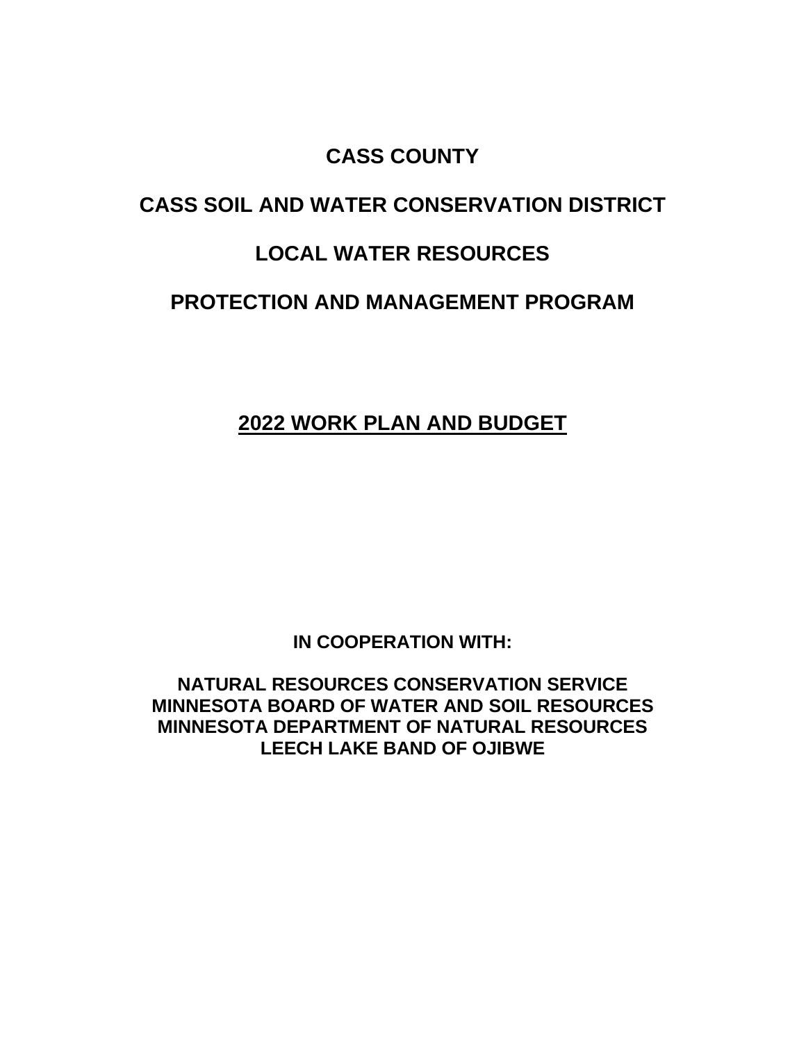# CASS COUNTY

# CASS SOIL AND WATER CONSERVATION DISTRICT

# LOCAL WATER RESOURCES

# PROTECTION AND MANAGEMENT PROGRAM

## 2022 WORK PLAN AND BUDGET

**IN COOPERATION WITH:**

**NATURAL RESOURCES CONSERVATION SERVICE**
**MINNESOTA BOARD OF WATER AND SOIL RESOURCES**
**MINNESOTA DEPARTMENT OF NATURAL RESOURCES**
**LEECH LAKE BAND OF OJIBWE**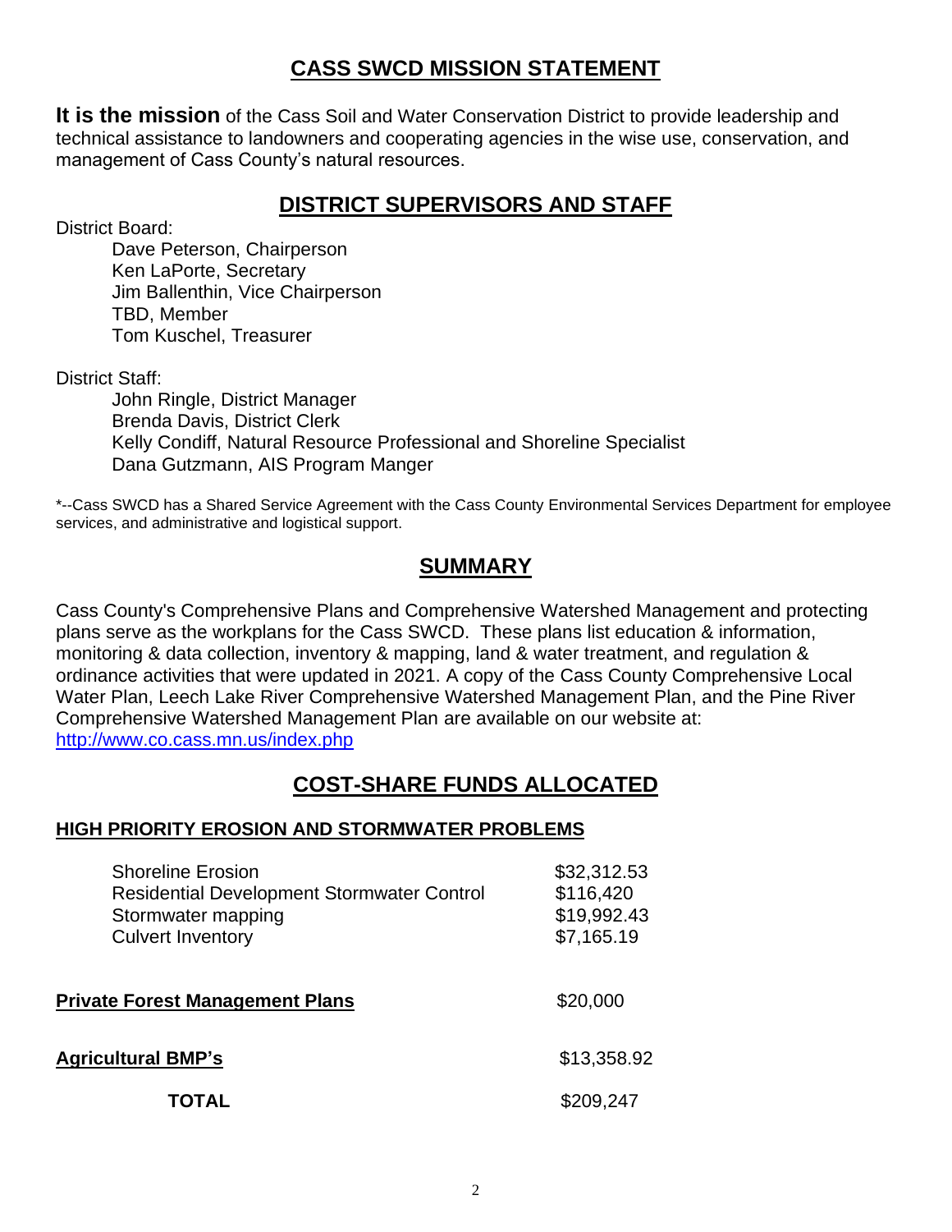## CASS SWCD MISSION STATEMENT

**It is the mission** of the Cass Soil and Water Conservation District to provide leadership and technical assistance to landowners and cooperating agencies in the wise use, conservation, and management of Cass County's natural resources.

## DISTRICT SUPERVISORS AND STAFF

District Board:

- Dave Peterson, Chairperson
- Ken LaPorte, Secretary
- Jim Ballenthin, Vice Chairperson
- TBD, Member
- Tom Kuschel, Treasurer

District Staff:

- John Ringle, District Manager
- Brenda Davis, District Clerk
- Kelly Condiff, Natural Resource Professional and Shoreline Specialist
- Dana Gutzmann, AIS Program Manger

*--Cass SWCD has a Shared Service Agreement with the Cass County Environmental Services Department for employee services, and administrative and logistical support.

## SUMMARY

Cass County's Comprehensive Plans and Comprehensive Watershed Management and protecting plans serve as the workplans for the Cass SWCD. These plans list education & information, monitoring & data collection, inventory & mapping, land & water treatment, and regulation & ordinance activities that were updated in 2021. A copy of the Cass County Comprehensive Local Water Plan, Leech Lake River Comprehensive Watershed Management Plan, and the Pine River Comprehensive Watershed Management Plan are available on our website at: http://www.co.cass.mn.us/index.php

## COST-SHARE FUNDS ALLOCATED

### HIGH PRIORITY EROSION AND STORMWATER PROBLEMS

| | |
|---|---|
| Shoreline Erosion | $32,312.53 |
| Residential Development Stormwater Control | $116,420 |
| Stormwater mapping | $19,992.43 |
| Culvert Inventory | $7,165.19 |
| **Private Forest Management Plans** | $20,000 |
| **Agricultural BMP's** | $13,358.92 |
| **TOTAL** | $209,247 |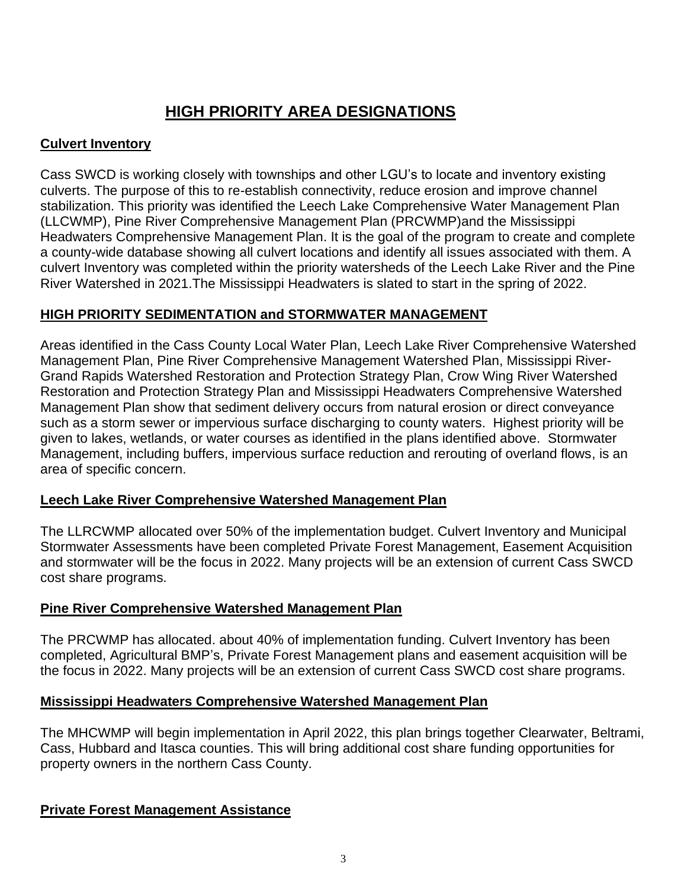# HIGH PRIORITY AREA DESIGNATIONS

## Culvert Inventory

Cass SWCD is working closely with townships and other LGU's to locate and inventory existing culverts. The purpose of this to re-establish connectivity, reduce erosion and improve channel stabilization. This priority was identified the Leech Lake Comprehensive Water Management Plan (LLCWMP), Pine River Comprehensive Management Plan (PRCWMP)and the Mississippi Headwaters Comprehensive Management Plan. It is the goal of the program to create and complete a county-wide database showing all culvert locations and identify all issues associated with them. A culvert Inventory was completed within the priority watersheds of the Leech Lake River and the Pine River Watershed in 2021.The Mississippi Headwaters is slated to start in the spring of 2022.

## HIGH PRIORITY SEDIMENTATION and STORMWATER MANAGEMENT

Areas identified in the Cass County Local Water Plan, Leech Lake River Comprehensive Watershed Management Plan, Pine River Comprehensive Management Watershed Plan, Mississippi River-Grand Rapids Watershed Restoration and Protection Strategy Plan, Crow Wing River Watershed Restoration and Protection Strategy Plan and Mississippi Headwaters Comprehensive Watershed Management Plan show that sediment delivery occurs from natural erosion or direct conveyance such as a storm sewer or impervious surface discharging to county waters. Highest priority will be given to lakes, wetlands, or water courses as identified in the plans identified above. Stormwater Management, including buffers, impervious surface reduction and rerouting of overland flows, is an area of specific concern.

## Leech Lake River Comprehensive Watershed Management Plan

The LLRCWMP allocated over 50% of the implementation budget. Culvert Inventory and Municipal Stormwater Assessments have been completed Private Forest Management, Easement Acquisition and stormwater will be the focus in 2022. Many projects will be an extension of current Cass SWCD cost share programs.

## Pine River Comprehensive Watershed Management Plan

The PRCWMP has allocated. about 40% of implementation funding. Culvert Inventory has been completed, Agricultural BMP's, Private Forest Management plans and easement acquisition will be the focus in 2022. Many projects will be an extension of current Cass SWCD cost share programs.

## Mississippi Headwaters Comprehensive Watershed Management Plan

The MHCWMP will begin implementation in April 2022, this plan brings together Clearwater, Beltrami, Cass, Hubbard and Itasca counties. This will bring additional cost share funding opportunities for property owners in the northern Cass County.

## Private Forest Management Assistance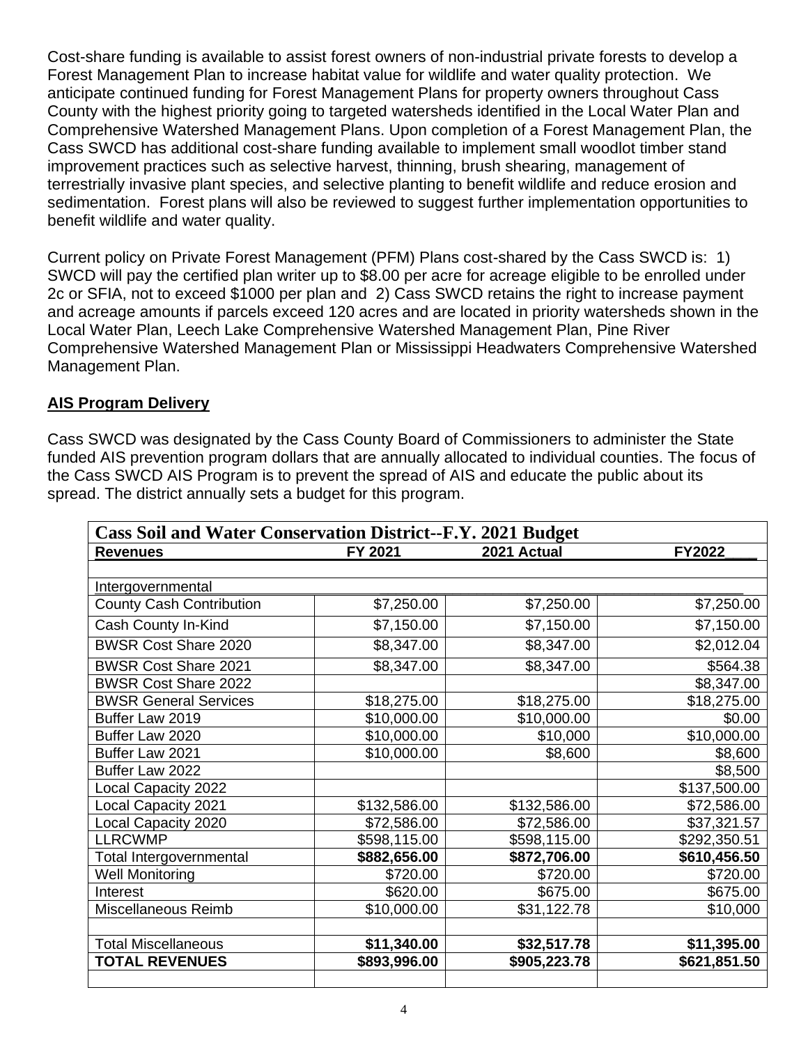Cost-share funding is available to assist forest owners of non-industrial private forests to develop a Forest Management Plan to increase habitat value for wildlife and water quality protection. We anticipate continued funding for Forest Management Plans for property owners throughout Cass County with the highest priority going to targeted watersheds identified in the Local Water Plan and Comprehensive Watershed Management Plans. Upon completion of a Forest Management Plan, the Cass SWCD has additional cost-share funding available to implement small woodlot timber stand improvement practices such as selective harvest, thinning, brush shearing, management of terrestrially invasive plant species, and selective planting to benefit wildlife and reduce erosion and sedimentation. Forest plans will also be reviewed to suggest further implementation opportunities to benefit wildlife and water quality.

Current policy on Private Forest Management (PFM) Plans cost-shared by the Cass SWCD is: 1) SWCD will pay the certified plan writer up to $8.00 per acre for acreage eligible to be enrolled under 2c or SFIA, not to exceed $1000 per plan and 2) Cass SWCD retains the right to increase payment and acreage amounts if parcels exceed 120 acres and are located in priority watersheds shown in the Local Water Plan, Leech Lake Comprehensive Watershed Management Plan, Pine River Comprehensive Watershed Management Plan or Mississippi Headwaters Comprehensive Watershed Management Plan.

## AIS Program Delivery

Cass SWCD was designated by the Cass County Board of Commissioners to administer the State funded AIS prevention program dollars that are annually allocated to individual counties. The focus of the Cass SWCD AIS Program is to prevent the spread of AIS and educate the public about its spread. The district annually sets a budget for this program.

| Cass Soil and Water Conservation District--F.Y. 2021 Budget | | | |
|---|---|---|---|
| **Revenues** | **FY 2021** | **2021 Actual** | **FY2022___** |
| | | | |
| Intergovernmental | | | |
| County Cash Contribution | $7,250.00 | $7,250.00 | $7,250.00 |
| Cash County In-Kind | $7,150.00 | $7,150.00 | $7,150.00 |
| BWSR Cost Share 2020 | $8,347.00 | $8,347.00 | $2,012.04 |
| BWSR Cost Share 2021 | $8,347.00 | $8,347.00 | $564.38 |
| BWSR Cost Share 2022 | | | $8,347.00 |
| BWSR General Services | $18,275.00 | $18,275.00 | $18,275.00 |
| Buffer Law 2019 | $10,000.00 | $10,000.00 | $0.00 |
| Buffer Law 2020 | $10,000.00 | $10,000 | $10,000.00 |
| Buffer Law 2021 | $10,000.00 | $8,600 | $8,600 |
| Buffer Law 2022 | | | $8,500 |
| Local Capacity 2022 | | | $137,500.00 |
| Local Capacity 2021 | $132,586.00 | $132,586.00 | $72,586.00 |
| Local Capacity 2020 | $72,586.00 | $72,586.00 | $37,321.57 |
| LLRCWMP | $598,115.00 | $598,115.00 | $292,350.51 |
| Total Intergovernmental | **$882,656.00** | **$872,706.00** | **$610,456.50** |
| Well Monitoring | $720.00 | $720.00 | $720.00 |
| Interest | $620.00 | $675.00 | $675.00 |
| Miscellaneous Reimb | $10,000.00 | $31,122.78 | $10,000 |
| | | | |
| Total Miscellaneous | **$11,340.00** | **$32,517.78** | **$11,395.00** |
| **TOTAL REVENUES** | **$893,996.00** | **$905,223.78** | **$621,851.50** |
| | | | |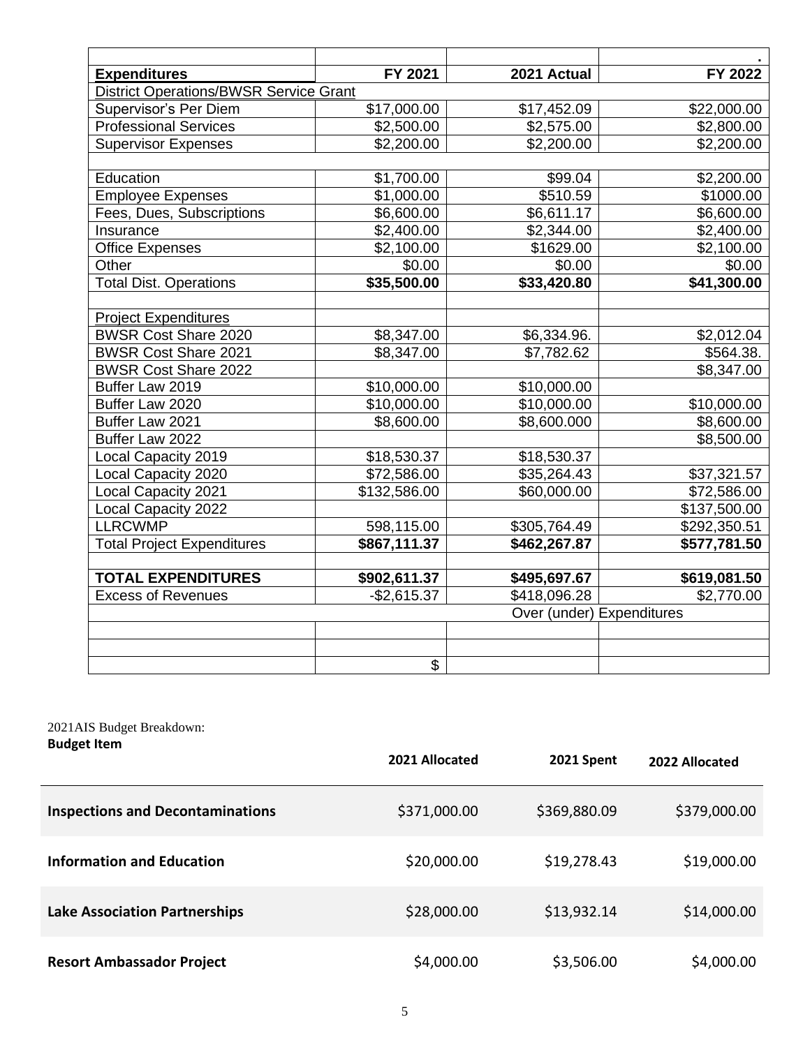| | | | . |
|---|---|---|---|
| **Expenditures** | **FY 2021** | **2021 Actual** | **FY 2022** |
| District Operations/BWSR Service Grant | | | |
| Supervisor's Per Diem | $17,000.00 | $17,452.09 | $22,000.00 |
| Professional Services | $2,500.00 | $2,575.00 | $2,800.00 |
| Supervisor Expenses | $2,200.00 | $2,200.00 | $2,200.00 |
| | | | |
| Education | $1,700.00 | $99.04 | $2,200.00 |
| Employee Expenses | $1,000.00 | $510.59 | $1000.00 |
| Fees, Dues, Subscriptions | $6,600.00 | $6,611.17 | $6,600.00 |
| Insurance | $2,400.00 | $2,344.00 | $2,400.00 |
| Office Expenses | $2,100.00 | $1629.00 | $2,100.00 |
| Other | $0.00 | $0.00 | $0.00 |
| Total Dist. Operations | **$35,500.00** | **$33,420.80** | **$41,300.00** |
| | | | |
| Project Expenditures | | | |
| BWSR Cost Share 2020 | $8,347.00 | $6,334.96. | $2,012.04 |
| BWSR Cost Share 2021 | $8,347.00 | $7,782.62 | $564.38. |
| BWSR Cost Share 2022 | | | $8,347.00 |
| Buffer Law 2019 | $10,000.00 | $10,000.00 | |
| Buffer Law 2020 | $10,000.00 | $10,000.00 | $10,000.00 |
| Buffer Law 2021 | $8,600.00 | $8,600.000 | $8,600.00 |
| Buffer Law 2022 | | | $8,500.00 |
| Local Capacity 2019 | $18,530.37 | $18,530.37 | |
| Local Capacity 2020 | $72,586.00 | $35,264.43 | $37,321.57 |
| Local Capacity 2021 | $132,586.00 | $60,000.00 | $72,586.00 |
| Local Capacity 2022 | | | $137,500.00 |
| LLRCWMP | 598,115.00 | $305,764.49 | $292,350.51 |
| Total Project Expenditures | **$867,111.37** | **$462,267.87** | **$577,781.50** |
| | | | |
| **TOTAL EXPENDITURES** | **$902,611.37** | **$495,697.67** | **$619,081.50** |
| Excess of Revenues | -$2,615.37 | $418,096.28 | $2,770.00 |
| | | Over (under) Expenditures | |
| | | | |
| | | | |
| | $ | | |

2021AIS Budget Breakdown:

| **Budget Item** | **2021 Allocated** | **2021 Spent** | **2022 Allocated** |
|---|---|---|---|
| **Inspections and Decontaminations** | $371,000.00 | $369,880.09 | $379,000.00 |
| **Information and Education** | $20,000.00 | $19,278.43 | $19,000.00 |
| **Lake Association Partnerships** | $28,000.00 | $13,932.14 | $14,000.00 |
| **Resort Ambassador Project** | $4,000.00 | $3,506.00 | $4,000.00 |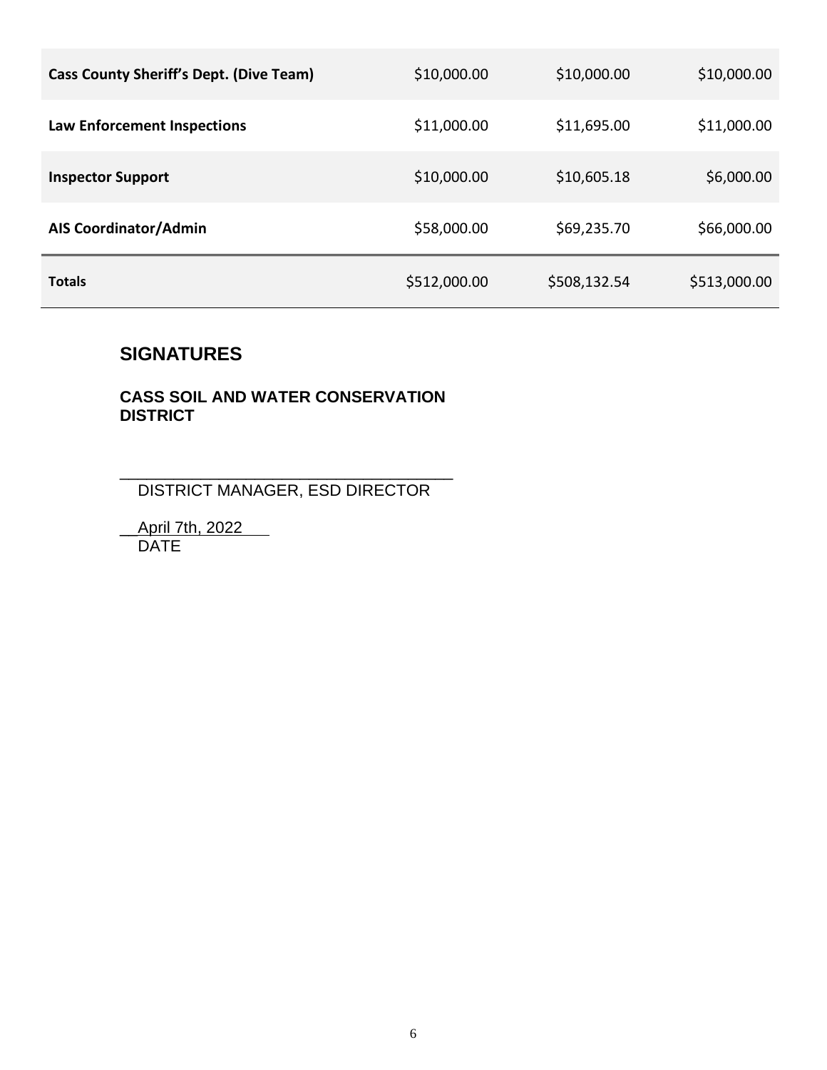| | | | |
|---|---|---|---|
| **Cass County Sheriff's Dept. (Dive Team)** | $10,000.00 | $10,000.00 | $10,000.00 |
| **Law Enforcement Inspections** | $11,000.00 | $11,695.00 | $11,000.00 |
| **Inspector Support** | $10,000.00 | $10,605.18 | $6,000.00 |
| **AIS Coordinator/Admin** | $58,000.00 | $69,235.70 | $66,000.00 |
| **Totals** | $512,000.00 | $508,132.54 | $513,000.00 |

## SIGNATURES

### CASS SOIL AND WATER CONSERVATION DISTRICT

____________________________________
DISTRICT MANAGER, ESD DIRECTOR

April 7th, 2022
DATE